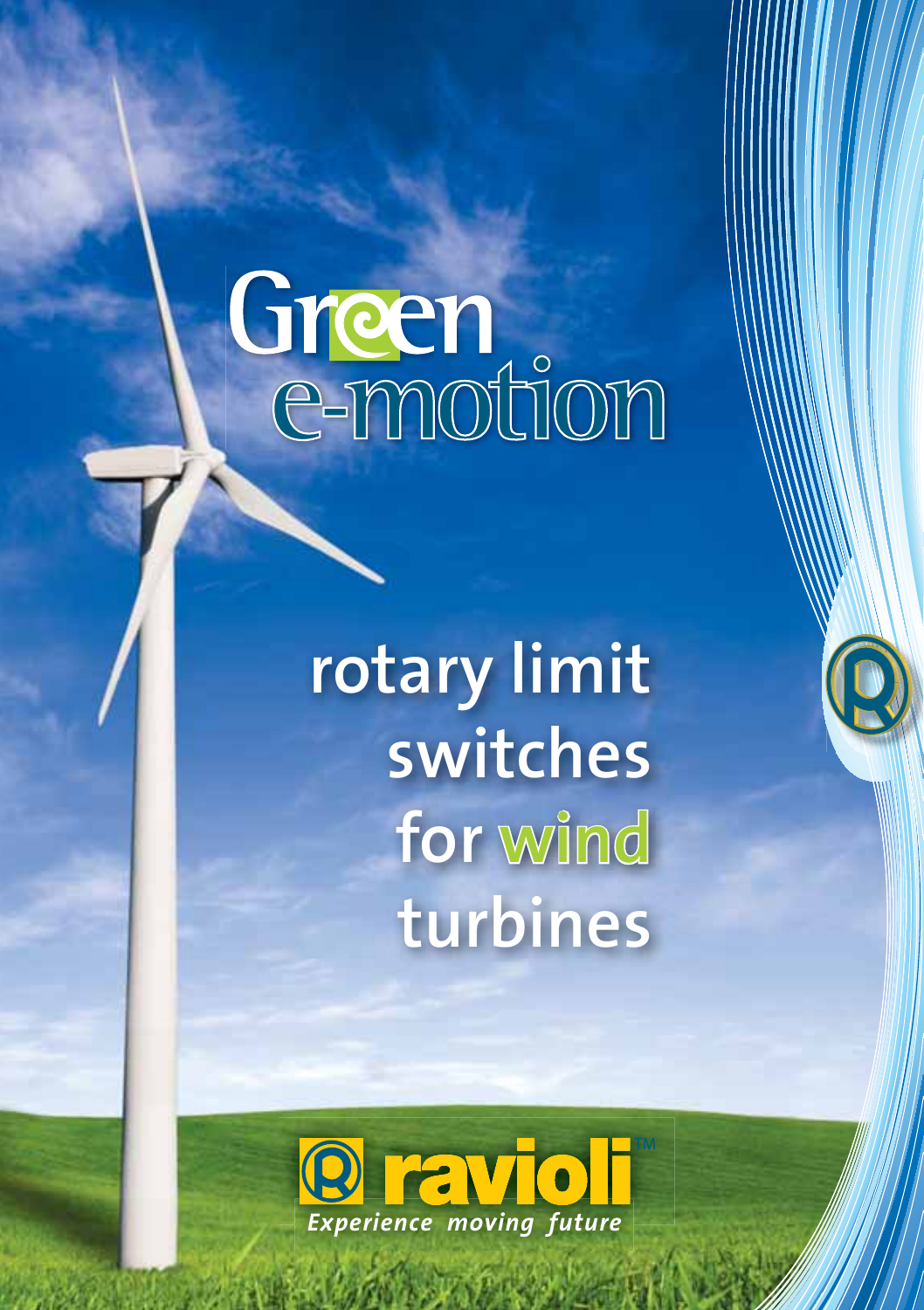# Green e-motion

## rotary limit switches for wind turbines

ravioli™

*Experience moving future*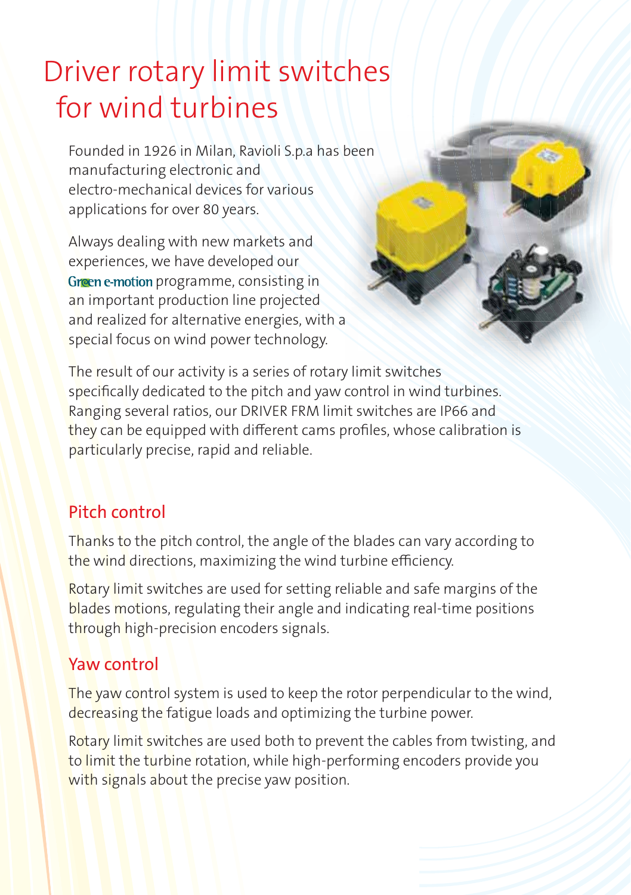# Driver rotary limit switches for wind turbines

Founded in 1926 in Milan, Ravioli S.p.a has been manufacturing electronic and electro-mechanical devices for various applications for over 80 years.

Always dealing with new markets and experiences, we have developed our Green e-motion programme, consisting in an important production line projected and realized for alternative energies, with a special focus on wind power technology.

The result of our activity is a series of rotary limit switches specifically dedicated to the pitch and yaw control in wind turbines. Ranging several ratios, our DRIVER FRM limit switches are IP66 and they can be equipped with different cams profiles, whose calibration is particularly precise, rapid and reliable.

## Pitch control

Thanks to the pitch control, the angle of the blades can vary according to the wind directions, maximizing the wind turbine efficiency.

Rotary limit switches are used for setting reliable and safe margins of the blades motions, regulating their angle and indicating real-time positions through high-precision encoders signals.

## Yaw control

The yaw control system is used to keep the rotor perpendicular to the wind, decreasing the fatigue loads and optimizing the turbine power.

Rotary limit switches are used both to prevent the cables from twisting, and to limit the turbine rotation, while high-performing encoders provide you with signals about the precise yaw position.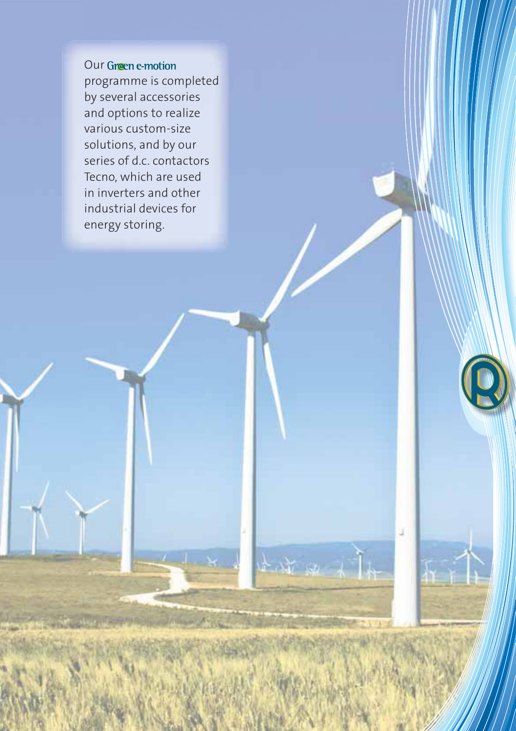Our **Green e-motion** programme is completed by several accessories and options to realize various custom-size solutions, and by our series of d.c. contactors Tecno, which are used in inverters and other industrial devices for energy storing.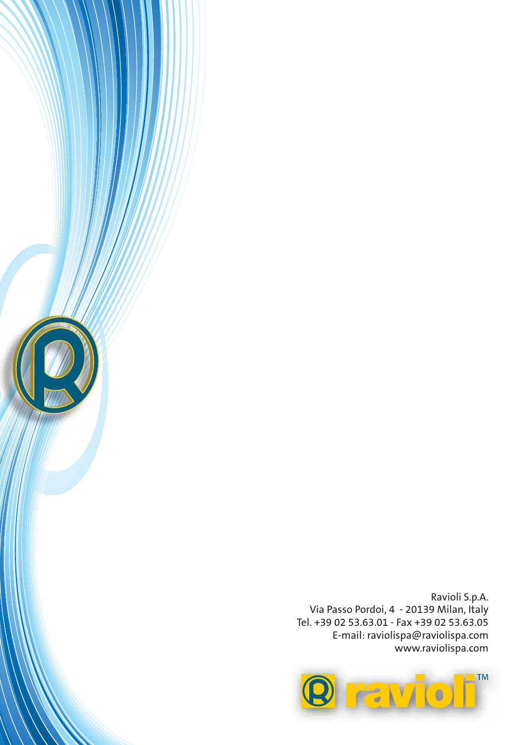Ravioli S.p.A.
Via Passo Pordoi, 4 - 20139 Milan, Italy
Tel. +39 02 53.63.01 - Fax +39 02 53.63.05
E-mail: raviolispa@raviolispa.com
www.raviolispa.com

ravioli™